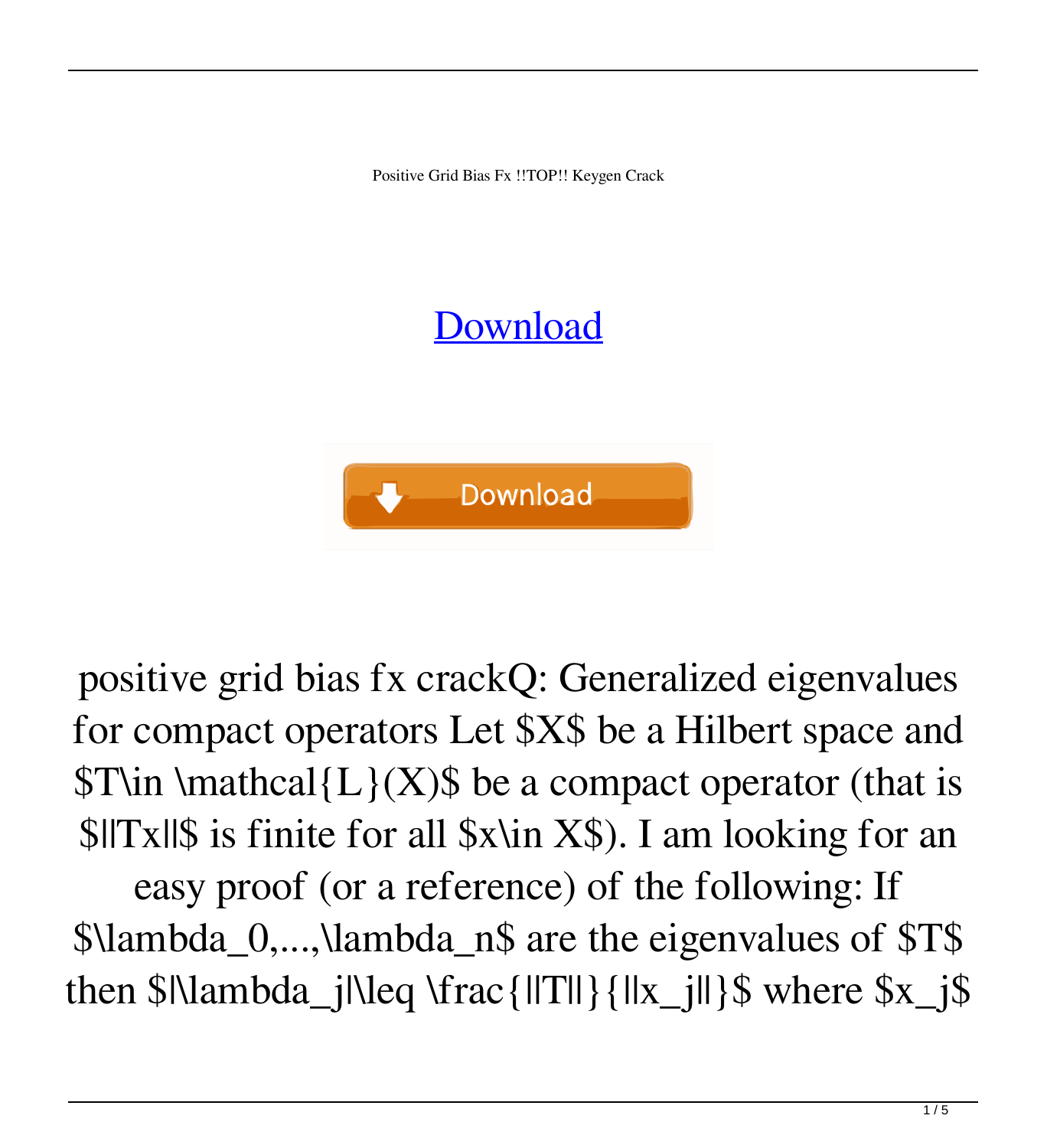Positive Grid Bias Fx !!TOP!! Keygen Crack

[Download]

Download

positive grid bias fx crackQ: Generalized eigenvalues for compact operators Let $X$ be a Hilbert space and $T\in \mathcal{L}(X)$ be a compact operator (that is $||Tx||$ is finite for all $x\in X$). I am looking for an easy proof (or a reference) of the following: If $\lambda_0,...,\lambda_n$ are the eigenvalues of $T$ then $|\lambda_j|\leq \frac{||T||}{||x_j||}$ where $x_j$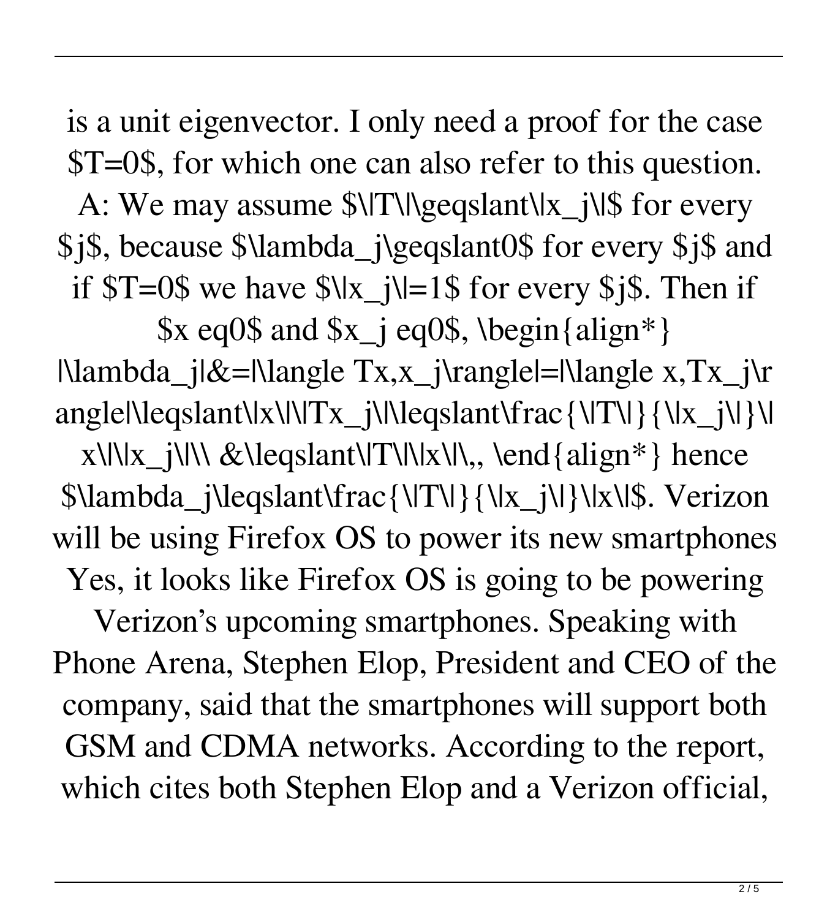is a unit eigenvector. I only need a proof for the case $T=0$, for which one can also refer to this question. A: We may assume $\|T\|\geqslant\|x_j\|$ for every $j$, because $\lambda_j\geqslant0$ for every $j$ and if $T=0$ we have $\|x_j\|=1$ for every $j$. Then if $x eq0$ and $x_j eq0$, \begin{align*} |\lambda_j|&=|\langle Tx,x_j\rangle|=|\langle x,Tx_j\rangle|\leqslant\|x\|\|Tx_j\|\leqslant\frac{\|T\|}{\|x_j\|}\|x\|\|x_j\|\\ &\leqslant\|T\|\|x\|\,, \end{align*} hence $\lambda_j\leqslant\frac{\|T\|}{\|x_j\|}\|x\|$. Verizon will be using Firefox OS to power its new smartphones Yes, it looks like Firefox OS is going to be powering Verizon's upcoming smartphones. Speaking with Phone Arena, Stephen Elop, President and CEO of the company, said that the smartphones will support both GSM and CDMA networks. According to the report, which cites both Stephen Elop and a Verizon official,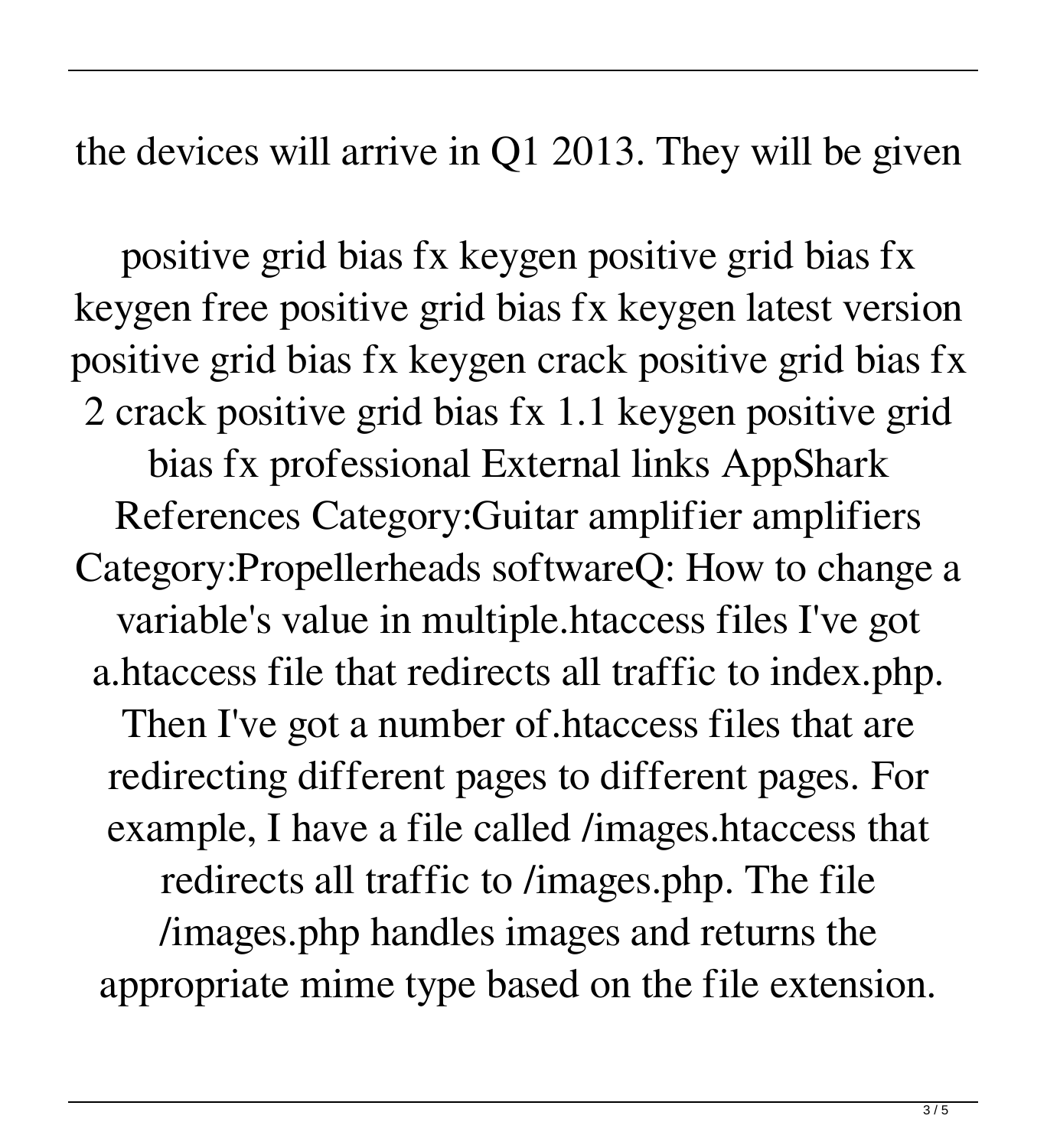the devices will arrive in Q1 2013. They will be given

positive grid bias fx keygen positive grid bias fx keygen free positive grid bias fx keygen latest version positive grid bias fx keygen crack positive grid bias fx 2 crack positive grid bias fx 1.1 keygen positive grid bias fx professional External links AppShark References Category:Guitar amplifier amplifiers Category:Propellerheads softwareQ: How to change a variable's value in multiple.htaccess files I've got a.htaccess file that redirects all traffic to index.php. Then I've got a number of.htaccess files that are redirecting different pages to different pages. For example, I have a file called /images.htaccess that redirects all traffic to /images.php. The file /images.php handles images and returns the appropriate mime type based on the file extension.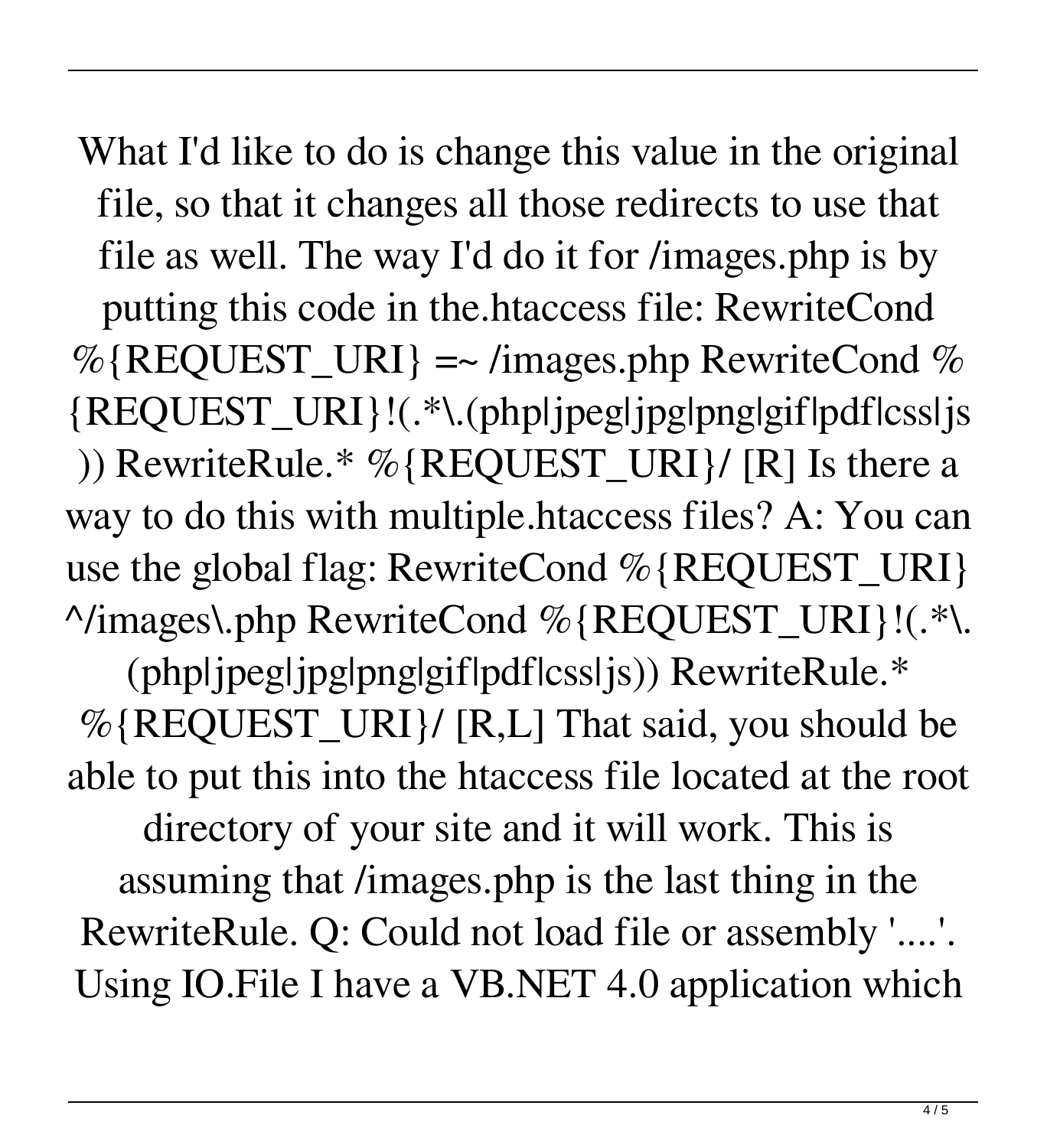What I'd like to do is change this value in the original file, so that it changes all those redirects to use that file as well. The way I'd do it for /images.php is by putting this code in the.htaccess file: RewriteCond %{REQUEST_URI} =~ /images.php RewriteCond %{REQUEST_URI}!(.*\.(php|jpeg|jpg|png|gif|pdf|css|js)) RewriteRule.* %{REQUEST_URI}/ [R] Is there a way to do this with multiple.htaccess files? A: You can use the global flag: RewriteCond %{REQUEST_URI} ^/images\.php RewriteCond %{REQUEST_URI}!(.*\.(php|jpeg|jpg|png|gif|pdf|css|js)) RewriteRule.* %{REQUEST_URI}/ [R,L] That said, you should be able to put this into the htaccess file located at the root directory of your site and it will work. This is assuming that /images.php is the last thing in the RewriteRule. Q: Could not load file or assembly '....'. Using IO.File I have a VB.NET 4.0 application which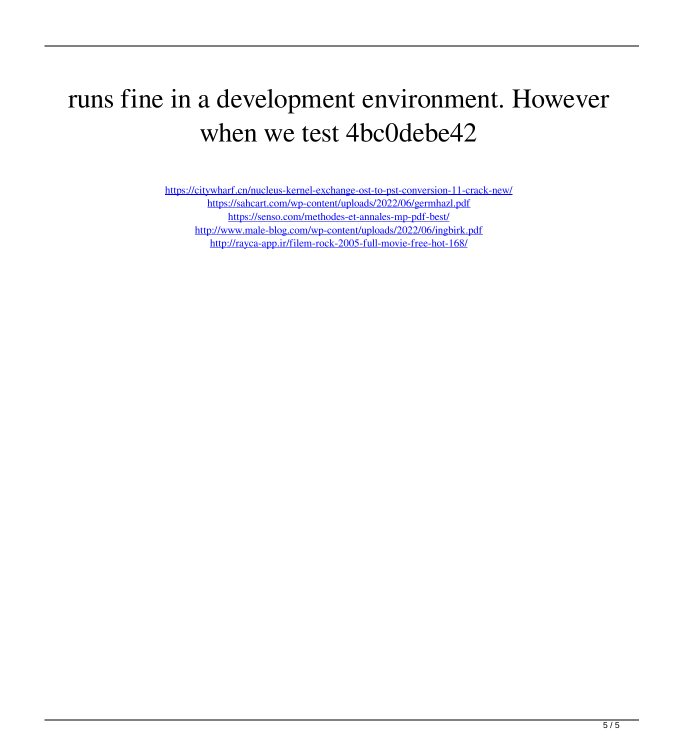# runs fine in a development environment. However when we test 4bc0debe42

https://citywharf.cn/nucleus-kernel-exchange-ost-to-pst-conversion-11-crack-new/
https://sahcart.com/wp-content/uploads/2022/06/germhazl.pdf
https://senso.com/methodes-et-annales-mp-pdf-best/
http://www.male-blog.com/wp-content/uploads/2022/06/ingbirk.pdf
http://rayca-app.ir/filem-rock-2005-full-movie-free-hot-168/